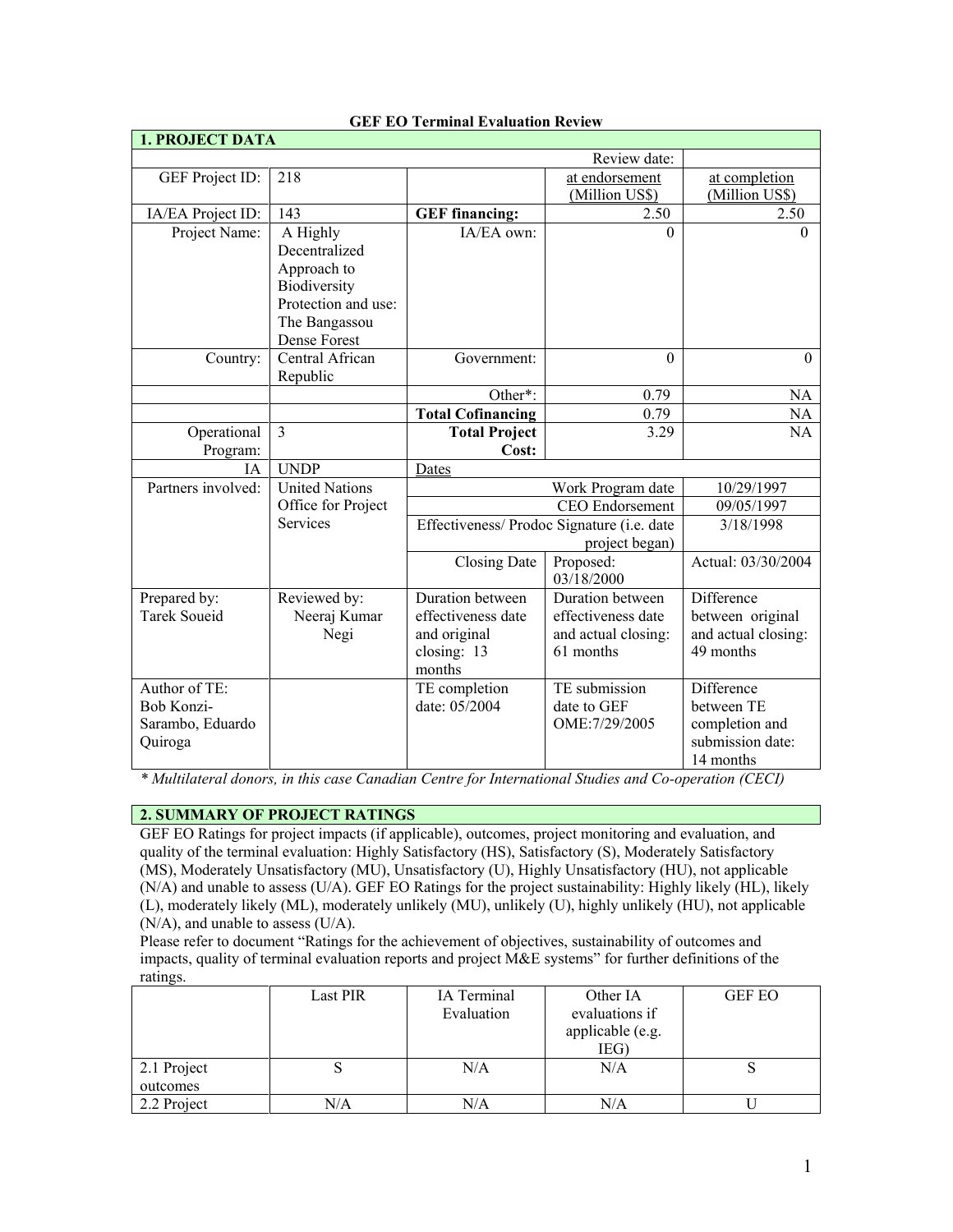**GEF EO Terminal Evaluation Review**

| **1. PROJECT DATA** | | | | |
|---|---|---|---|---|
| | | | Review date: | |
| GEF Project ID: | 218 | | at endorsement (Million US$) | at completion (Million US$) |
| IA/EA Project ID: | 143 | **GEF financing:** | 2.50 | 2.50 |
| Project Name: | A Highly Decentralized Approach to Biodiversity Protection and use: The Bangassou Dense Forest | IA/EA own: | 0 | 0 |
| Country: | Central African Republic | Government: | 0 | 0 |
| | | Other*: | 0.79 | NA |
| | | **Total Cofinancing** | 0.79 | NA |
| Operational Program: | 3 | **Total Project Cost:** | 3.29 | NA |
| IA | UNDP | Dates | | |
| Partners involved: | United Nations Office for Project Services | | Work Program date | 10/29/1997 |
| | | | CEO Endorsement | 09/05/1997 |
| | | Effectiveness/ Prodoc Signature (i.e. date project began) | | 3/18/1998 |
| | | Closing Date | Proposed: 03/18/2000 | Actual: 03/30/2004 |
| Prepared by: Tarek Soueid | Reviewed by: Neeraj Kumar Negi | Duration between effectiveness date and original closing: 13 months | Duration between effectiveness date and actual closing: 61 months | Difference between original and actual closing: 49 months |
| Author of TE: Bob Konzi-Sarambo, Eduardo Quiroga | | TE completion date: 05/2004 | TE submission date to GEF OME:7/29/2005 | Difference between TE completion and submission date: 14 months |

*\* Multilateral donors, in this case Canadian Centre for International Studies and Co-operation (CECI)*

**2. SUMMARY OF PROJECT RATINGS**

GEF EO Ratings for project impacts (if applicable), outcomes, project monitoring and evaluation, and quality of the terminal evaluation: Highly Satisfactory (HS), Satisfactory (S), Moderately Satisfactory (MS), Moderately Unsatisfactory (MU), Unsatisfactory (U), Highly Unsatisfactory (HU), not applicable (N/A) and unable to assess (U/A). GEF EO Ratings for the project sustainability: Highly likely (HL), likely (L), moderately likely (ML), moderately unlikely (MU), unlikely (U), highly unlikely (HU), not applicable (N/A), and unable to assess (U/A).

Please refer to document "Ratings for the achievement of objectives, sustainability of outcomes and impacts, quality of terminal evaluation reports and project M&E systems" for further definitions of the ratings.

| | Last PIR | IA Terminal Evaluation | Other IA evaluations if applicable (e.g. IEG) | GEF EO |
|---|---|---|---|---|
| 2.1 Project outcomes | S | N/A | N/A | S |
| 2.2 Project | N/A | N/A | N/A | U |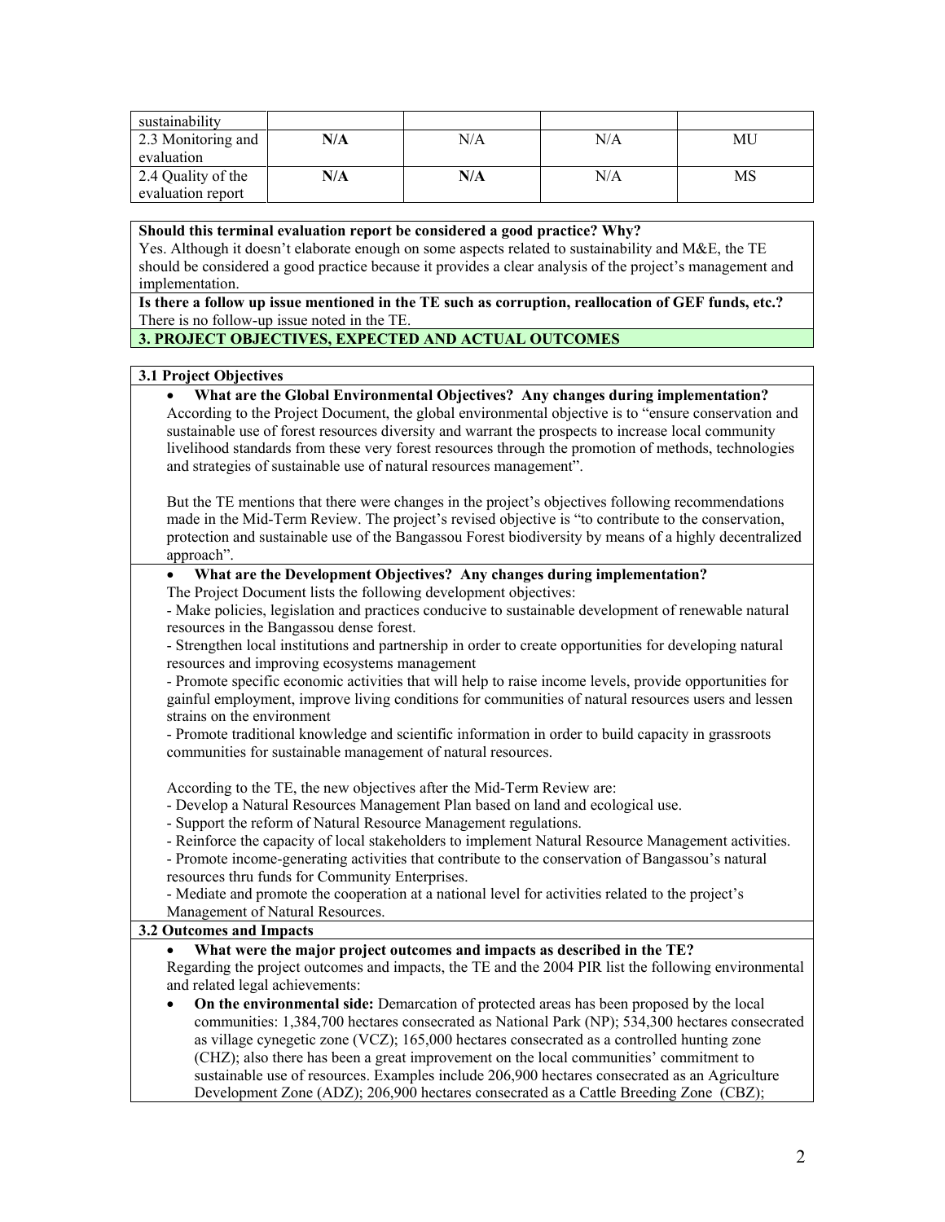| sustainability | | | | |
|---|---|---|---|---|
| 2.3 Monitoring and evaluation | **N/A** | N/A | N/A | MU |
| 2.4 Quality of the evaluation report | **N/A** | **N/A** | N/A | MS |

**Should this terminal evaluation report be considered a good practice? Why?**
Yes. Although it doesn't elaborate enough on some aspects related to sustainability and M&E, the TE should be considered a good practice because it provides a clear analysis of the project's management and implementation.

**Is there a follow up issue mentioned in the TE such as corruption, reallocation of GEF funds, etc.?**
There is no follow-up issue noted in the TE.

**3. PROJECT OBJECTIVES, EXPECTED AND ACTUAL OUTCOMES**

**3.1 Project Objectives**

- **What are the Global Environmental Objectives? Any changes during implementation?**

According to the Project Document, the global environmental objective is to "ensure conservation and sustainable use of forest resources diversity and warrant the prospects to increase local community livelihood standards from these very forest resources through the promotion of methods, technologies and strategies of sustainable use of natural resources management".

But the TE mentions that there were changes in the project's objectives following recommendations made in the Mid-Term Review. The project's revised objective is "to contribute to the conservation, protection and sustainable use of the Bangassou Forest biodiversity by means of a highly decentralized approach".

- **What are the Development Objectives? Any changes during implementation?**

The Project Document lists the following development objectives:
- Make policies, legislation and practices conducive to sustainable development of renewable natural resources in the Bangassou dense forest.
- Strengthen local institutions and partnership in order to create opportunities for developing natural resources and improving ecosystems management
- Promote specific economic activities that will help to raise income levels, provide opportunities for gainful employment, improve living conditions for communities of natural resources users and lessen strains on the environment
- Promote traditional knowledge and scientific information in order to build capacity in grassroots communities for sustainable management of natural resources.

According to the TE, the new objectives after the Mid-Term Review are:
- Develop a Natural Resources Management Plan based on land and ecological use.
- Support the reform of Natural Resource Management regulations.
- Reinforce the capacity of local stakeholders to implement Natural Resource Management activities.
- Promote income-generating activities that contribute to the conservation of Bangassou's natural resources thru funds for Community Enterprises.
- Mediate and promote the cooperation at a national level for activities related to the project's Management of Natural Resources.

**3.2 Outcomes and Impacts**

- **What were the major project outcomes and impacts as described in the TE?**

Regarding the project outcomes and impacts, the TE and the 2004 PIR list the following environmental and related legal achievements:

- **On the environmental side:** Demarcation of protected areas has been proposed by the local communities: 1,384,700 hectares consecrated as National Park (NP); 534,300 hectares consecrated as village cynegetic zone (VCZ); 165,000 hectares consecrated as a controlled hunting zone (CHZ); also there has been a great improvement on the local communities' commitment to sustainable use of resources. Examples include 206,900 hectares consecrated as an Agriculture Development Zone (ADZ); 206,900 hectares consecrated as a Cattle Breeding Zone (CBZ);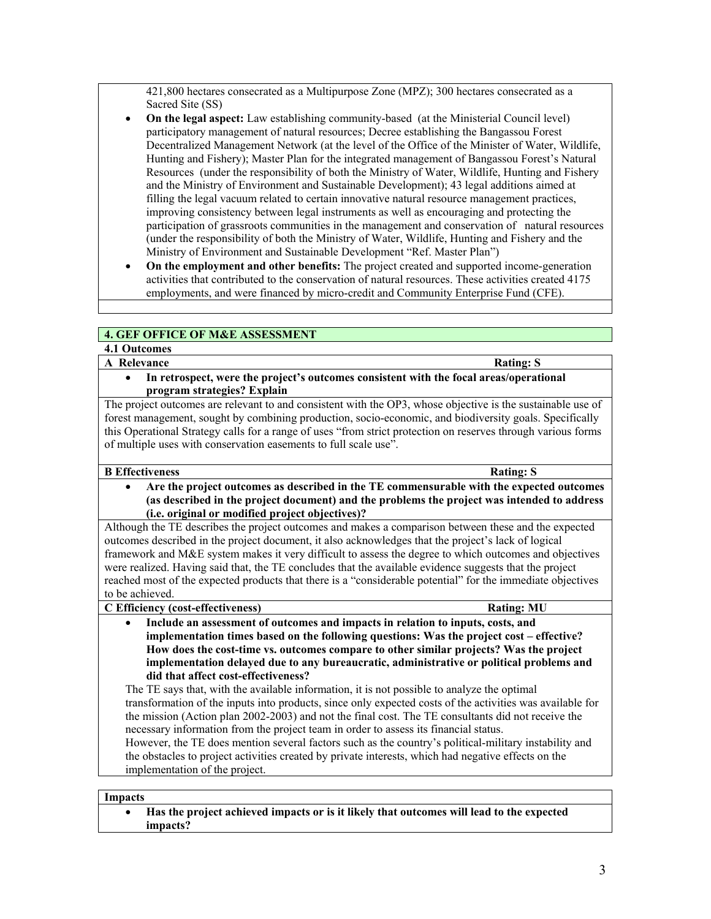421,800 hectares consecrated as a Multipurpose Zone (MPZ); 300 hectares consecrated as a Sacred Site (SS)

- **On the legal aspect:** Law establishing community-based (at the Ministerial Council level) participatory management of natural resources; Decree establishing the Bangassou Forest Decentralized Management Network (at the level of the Office of the Minister of Water, Wildlife, Hunting and Fishery); Master Plan for the integrated management of Bangassou Forest's Natural Resources (under the responsibility of both the Ministry of Water, Wildlife, Hunting and Fishery and the Ministry of Environment and Sustainable Development); 43 legal additions aimed at filling the legal vacuum related to certain innovative natural resource management practices, improving consistency between legal instruments as well as encouraging and protecting the participation of grassroots communities in the management and conservation of natural resources (under the responsibility of both the Ministry of Water, Wildlife, Hunting and Fishery and the Ministry of Environment and Sustainable Development "Ref. Master Plan")
- **On the employment and other benefits:** The project created and supported income-generation activities that contributed to the conservation of natural resources. These activities created 4175 employments, and were financed by micro-credit and Community Enterprise Fund (CFE).

## 4. GEF OFFICE OF M&E ASSESSMENT

### 4.1 Outcomes

**A Relevance** **Rating: S**

- **In retrospect, were the project's outcomes consistent with the focal areas/operational program strategies? Explain**

The project outcomes are relevant to and consistent with the OP3, whose objective is the sustainable use of forest management, sought by combining production, socio-economic, and biodiversity goals. Specifically this Operational Strategy calls for a range of uses "from strict protection on reserves through various forms of multiple uses with conservation easements to full scale use".

**B Effectiveness** **Rating: S**

- **Are the project outcomes as described in the TE commensurable with the expected outcomes (as described in the project document) and the problems the project was intended to address (i.e. original or modified project objectives)?**

Although the TE describes the project outcomes and makes a comparison between these and the expected outcomes described in the project document, it also acknowledges that the project's lack of logical framework and M&E system makes it very difficult to assess the degree to which outcomes and objectives were realized. Having said that, the TE concludes that the available evidence suggests that the project reached most of the expected products that there is a "considerable potential" for the immediate objectives to be achieved.

**C Efficiency (cost-effectiveness)** **Rating: MU**

- **Include an assessment of outcomes and impacts in relation to inputs, costs, and implementation times based on the following questions: Was the project cost – effective? How does the cost-time vs. outcomes compare to other similar projects? Was the project implementation delayed due to any bureaucratic, administrative or political problems and did that affect cost-effectiveness?**

The TE says that, with the available information, it is not possible to analyze the optimal transformation of the inputs into products, since only expected costs of the activities was available for the mission (Action plan 2002-2003) and not the final cost. The TE consultants did not receive the necessary information from the project team in order to assess its financial status.
However, the TE does mention several factors such as the country's political-military instability and the obstacles to project activities created by private interests, which had negative effects on the implementation of the project.

**Impacts**

- **Has the project achieved impacts or is it likely that outcomes will lead to the expected impacts?**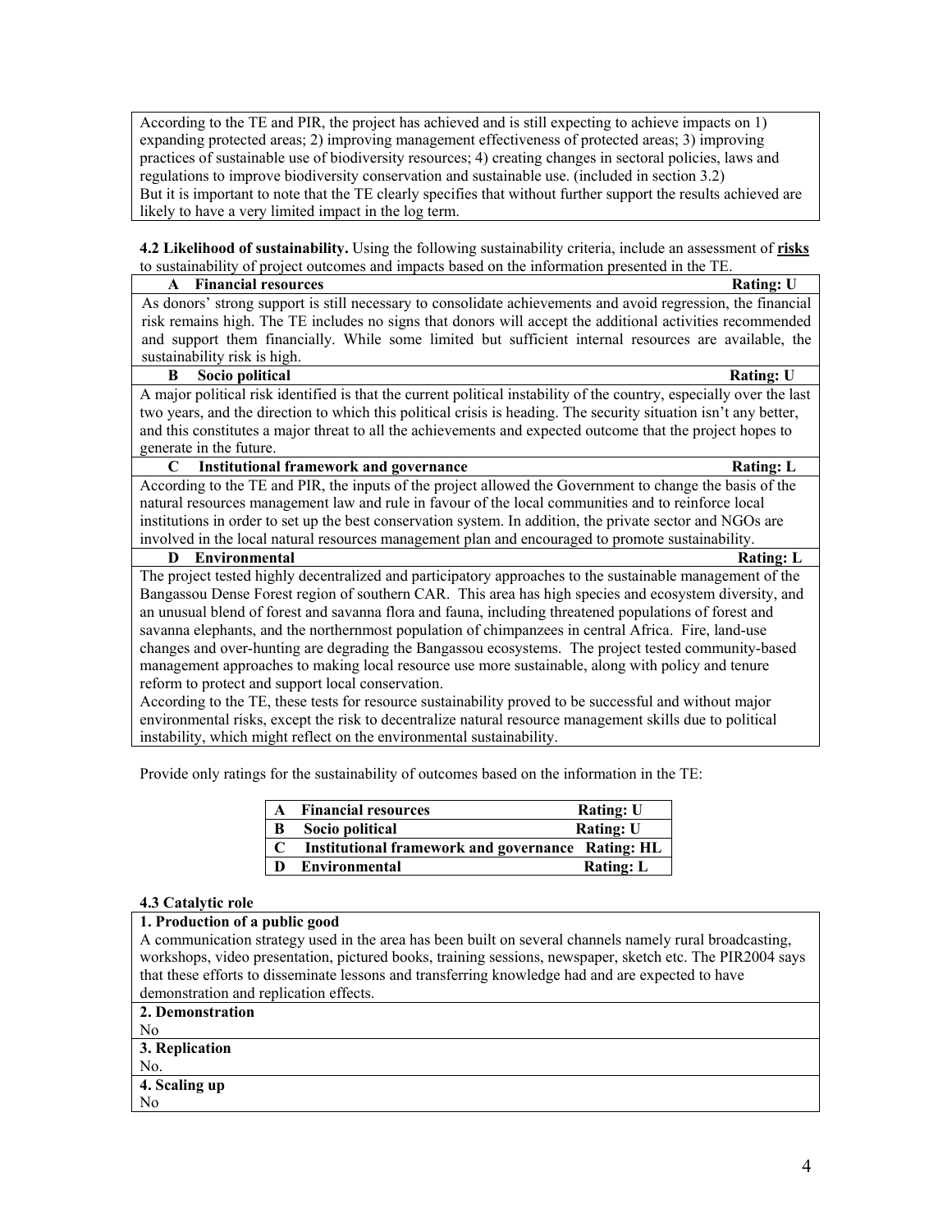According to the TE and PIR, the project has achieved and is still expecting to achieve impacts on 1) expanding protected areas; 2) improving management effectiveness of protected areas; 3) improving practices of sustainable use of biodiversity resources; 4) creating changes in sectoral policies, laws and regulations to improve biodiversity conservation and sustainable use. (included in section 3.2)
But it is important to note that the TE clearly specifies that without further support the results achieved are likely to have a very limited impact in the log term.

**4.2 Likelihood of sustainability.** Using the following sustainability criteria, include an assessment of **risks** to sustainability of project outcomes and impacts based on the information presented in the TE.

| **A Financial resources** | **Rating: U** |
|---|---|
| As donors' strong support is still necessary to consolidate achievements and avoid regression, the financial risk remains high. The TE includes no signs that donors will accept the additional activities recommended and support them financially. While some limited but sufficient internal resources are available, the sustainability risk is high. | |
| **B Socio political** | **Rating: U** |
| A major political risk identified is that the current political instability of the country, especially over the last two years, and the direction to which this political crisis is heading. The security situation isn't any better, and this constitutes a major threat to all the achievements and expected outcome that the project hopes to generate in the future. | |
| **C Institutional framework and governance** | **Rating: L** |
| According to the TE and PIR, the inputs of the project allowed the Government to change the basis of the natural resources management law and rule in favour of the local communities and to reinforce local institutions in order to set up the best conservation system. In addition, the private sector and NGOs are involved in the local natural resources management plan and encouraged to promote sustainability. | |
| **D Environmental** | **Rating: L** |
| The project tested highly decentralized and participatory approaches to the sustainable management of the Bangassou Dense Forest region of southern CAR. This area has high species and ecosystem diversity, and an unusual blend of forest and savanna flora and fauna, including threatened populations of forest and savanna elephants, and the northernmost population of chimpanzees in central Africa. Fire, land-use changes and over-hunting are degrading the Bangassou ecosystems. The project tested community-based management approaches to making local resource use more sustainable, along with policy and tenure reform to protect and support local conservation.<br>According to the TE, these tests for resource sustainability proved to be successful and without major environmental risks, except the risk to decentralize natural resource management skills due to political instability, which might reflect on the environmental sustainability. | |

Provide only ratings for the sustainability of outcomes based on the information in the TE:

| | | |
|---|---|---|
| **A** | **Financial resources** | **Rating: U** |
| **B** | **Socio political** | **Rating: U** |
| **C** | **Institutional framework and governance** | **Rating: HL** |
| **D** | **Environmental** | **Rating: L** |

**4.3 Catalytic role**

| **1. Production of a public good** |
|---|
| A communication strategy used in the area has been built on several channels namely rural broadcasting, workshops, video presentation, pictured books, training sessions, newspaper, sketch etc. The PIR2004 says that these efforts to disseminate lessons and transferring knowledge had and are expected to have demonstration and replication effects. |
| **2. Demonstration** |
| No |
| **3. Replication** |
| No. |
| **4. Scaling up** |
| No |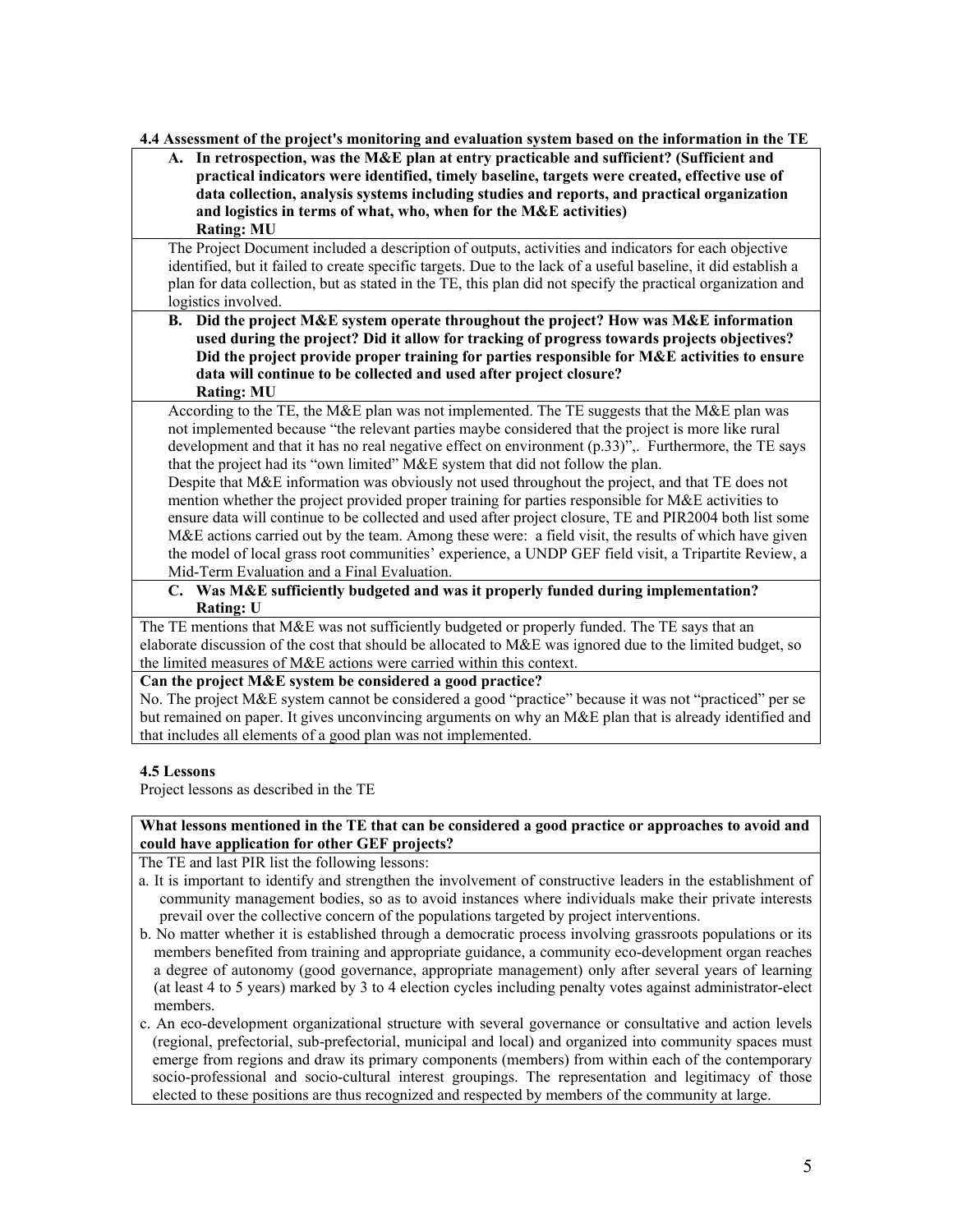**4.4 Assessment of the project's monitoring and evaluation system based on the information in the TE**

**A. In retrospection, was the M&E plan at entry practicable and sufficient? (Sufficient and practical indicators were identified, timely baseline, targets were created, effective use of data collection, analysis systems including studies and reports, and practical organization and logistics in terms of what, who, when for the M&E activities)**
**Rating: MU**

The Project Document included a description of outputs, activities and indicators for each objective identified, but it failed to create specific targets. Due to the lack of a useful baseline, it did establish a plan for data collection, but as stated in the TE, this plan did not specify the practical organization and logistics involved.

**B. Did the project M&E system operate throughout the project? How was M&E information used during the project? Did it allow for tracking of progress towards projects objectives? Did the project provide proper training for parties responsible for M&E activities to ensure data will continue to be collected and used after project closure?**
**Rating: MU**

According to the TE, the M&E plan was not implemented. The TE suggests that the M&E plan was not implemented because "the relevant parties maybe considered that the project is more like rural development and that it has no real negative effect on environment (p.33)",. Furthermore, the TE says that the project had its "own limited" M&E system that did not follow the plan.
Despite that M&E information was obviously not used throughout the project, and that TE does not mention whether the project provided proper training for parties responsible for M&E activities to ensure data will continue to be collected and used after project closure, TE and PIR2004 both list some M&E actions carried out by the team. Among these were: a field visit, the results of which have given the model of local grass root communities' experience, a UNDP GEF field visit, a Tripartite Review, a Mid-Term Evaluation and a Final Evaluation.

**C. Was M&E sufficiently budgeted and was it properly funded during implementation?**
**Rating: U**

The TE mentions that M&E was not sufficiently budgeted or properly funded. The TE says that an elaborate discussion of the cost that should be allocated to M&E was ignored due to the limited budget, so the limited measures of M&E actions were carried within this context.

**Can the project M&E system be considered a good practice?**

No. The project M&E system cannot be considered a good "practice" because it was not "practiced" per se but remained on paper. It gives unconvincing arguments on why an M&E plan that is already identified and that includes all elements of a good plan was not implemented.

**4.5 Lessons**

Project lessons as described in the TE

**What lessons mentioned in the TE that can be considered a good practice or approaches to avoid and could have application for other GEF projects?**

The TE and last PIR list the following lessons:

a. It is important to identify and strengthen the involvement of constructive leaders in the establishment of community management bodies, so as to avoid instances where individuals make their private interests prevail over the collective concern of the populations targeted by project interventions.

b. No matter whether it is established through a democratic process involving grassroots populations or its members benefited from training and appropriate guidance, a community eco-development organ reaches a degree of autonomy (good governance, appropriate management) only after several years of learning (at least 4 to 5 years) marked by 3 to 4 election cycles including penalty votes against administrator-elect members.

c. An eco-development organizational structure with several governance or consultative and action levels (regional, prefectorial, sub-prefectorial, municipal and local) and organized into community spaces must emerge from regions and draw its primary components (members) from within each of the contemporary socio-professional and socio-cultural interest groupings. The representation and legitimacy of those elected to these positions are thus recognized and respected by members of the community at large.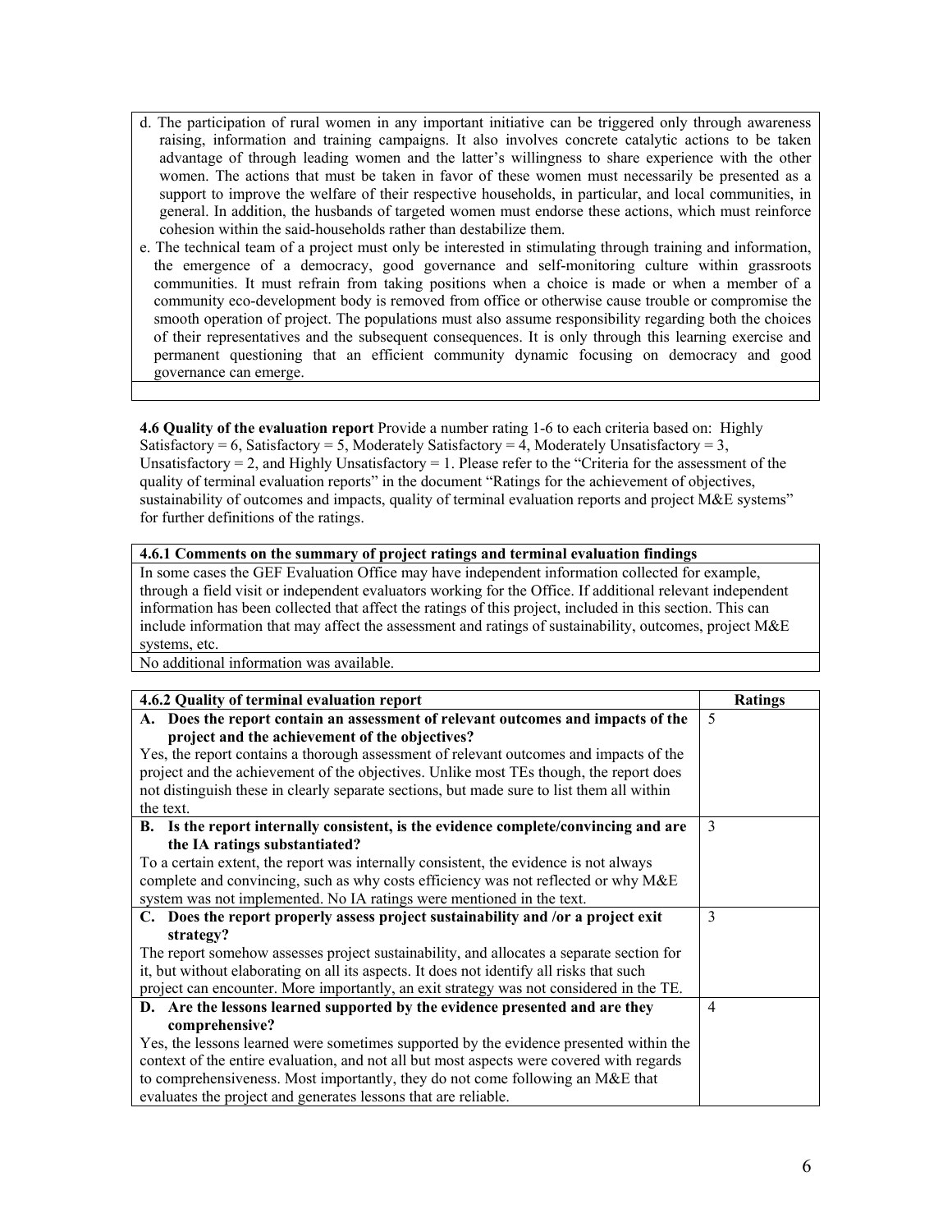d. The participation of rural women in any important initiative can be triggered only through awareness raising, information and training campaigns. It also involves concrete catalytic actions to be taken advantage of through leading women and the latter's willingness to share experience with the other women. The actions that must be taken in favor of these women must necessarily be presented as a support to improve the welfare of their respective households, in particular, and local communities, in general. In addition, the husbands of targeted women must endorse these actions, which must reinforce cohesion within the said-households rather than destabilize them.

e. The technical team of a project must only be interested in stimulating through training and information, the emergence of a democracy, good governance and self-monitoring culture within grassroots communities. It must refrain from taking positions when a choice is made or when a member of a community eco-development body is removed from office or otherwise cause trouble or compromise the smooth operation of project. The populations must also assume responsibility regarding both the choices of their representatives and the subsequent consequences. It is only through this learning exercise and permanent questioning that an efficient community dynamic focusing on democracy and good governance can emerge.

**4.6 Quality of the evaluation report** Provide a number rating 1-6 to each criteria based on: Highly Satisfactory = 6, Satisfactory = 5, Moderately Satisfactory = 4, Moderately Unsatisfactory = 3, Unsatisfactory = 2, and Highly Unsatisfactory = 1. Please refer to the "Criteria for the assessment of the quality of terminal evaluation reports" in the document "Ratings for the achievement of objectives, sustainability of outcomes and impacts, quality of terminal evaluation reports and project M&E systems" for further definitions of the ratings.

| **4.6.1 Comments on the summary of project ratings and terminal evaluation findings** |
|---|
| In some cases the GEF Evaluation Office may have independent information collected for example, through a field visit or independent evaluators working for the Office. If additional relevant independent information has been collected that affect the ratings of this project, included in this section. This can include information that may affect the assessment and ratings of sustainability, outcomes, project M&E systems, etc. |
| No additional information was available. |

| **4.6.2 Quality of terminal evaluation report** | **Ratings** |
|---|---|
| **A. Does the report contain an assessment of relevant outcomes and impacts of the project and the achievement of the objectives?** Yes, the report contains a thorough assessment of relevant outcomes and impacts of the project and the achievement of the objectives. Unlike most TEs though, the report does not distinguish these in clearly separate sections, but made sure to list them all within the text. | 5 |
| **B. Is the report internally consistent, is the evidence complete/convincing and are the IA ratings substantiated?** To a certain extent, the report was internally consistent, the evidence is not always complete and convincing, such as why costs efficiency was not reflected or why M&E system was not implemented. No IA ratings were mentioned in the text. | 3 |
| **C. Does the report properly assess project sustainability and /or a project exit strategy?** The report somehow assesses project sustainability, and allocates a separate section for it, but without elaborating on all its aspects. It does not identify all risks that such project can encounter. More importantly, an exit strategy was not considered in the TE. | 3 |
| **D. Are the lessons learned supported by the evidence presented and are they comprehensive?** Yes, the lessons learned were sometimes supported by the evidence presented within the context of the entire evaluation, and not all but most aspects were covered with regards to comprehensiveness. Most importantly, they do not come following an M&E that evaluates the project and generates lessons that are reliable. | 4 |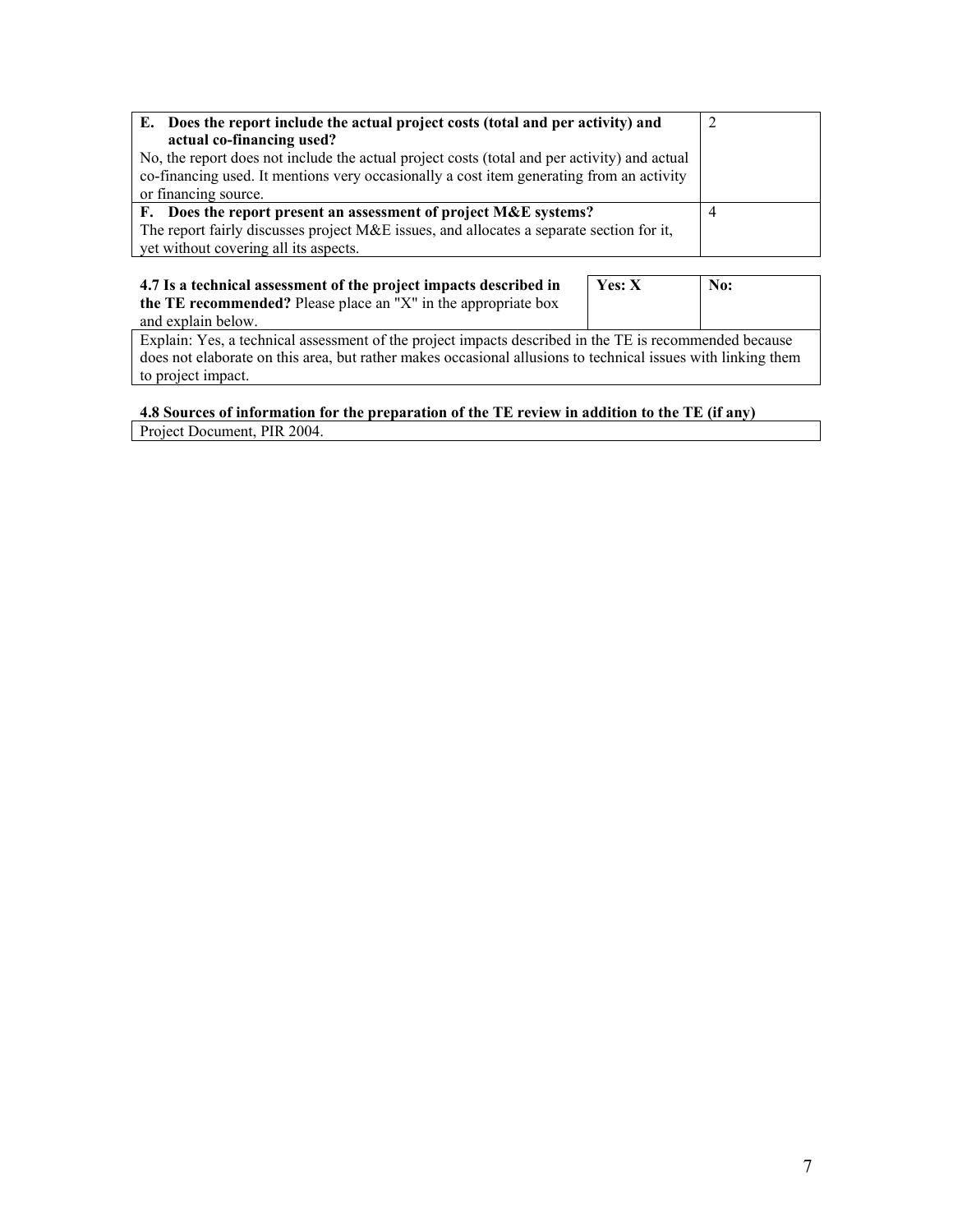| | |
|---|---|
| **E. Does the report include the actual project costs (total and per activity) and actual co-financing used?**<br>No, the report does not include the actual project costs (total and per activity) and actual co-financing used. It mentions very occasionally a cost item generating from an activity or financing source. | 2 |
| **F. Does the report present an assessment of project M&E systems?**<br>The report fairly discusses project M&E issues, and allocates a separate section for it, yet without covering all its aspects. | 4 |

| **4.7 Is a technical assessment of the project impacts described in the TE recommended?** Please place an "X" in the appropriate box and explain below. | **Yes: X** | **No:** |
|---|---|---|
| Explain: Yes, a technical assessment of the project impacts described in the TE is recommended because does not elaborate on this area, but rather makes occasional allusions to technical issues with linking them to project impact. | | |

**4.8 Sources of information for the preparation of the TE review in addition to the TE (if any)**

Project Document, PIR 2004.